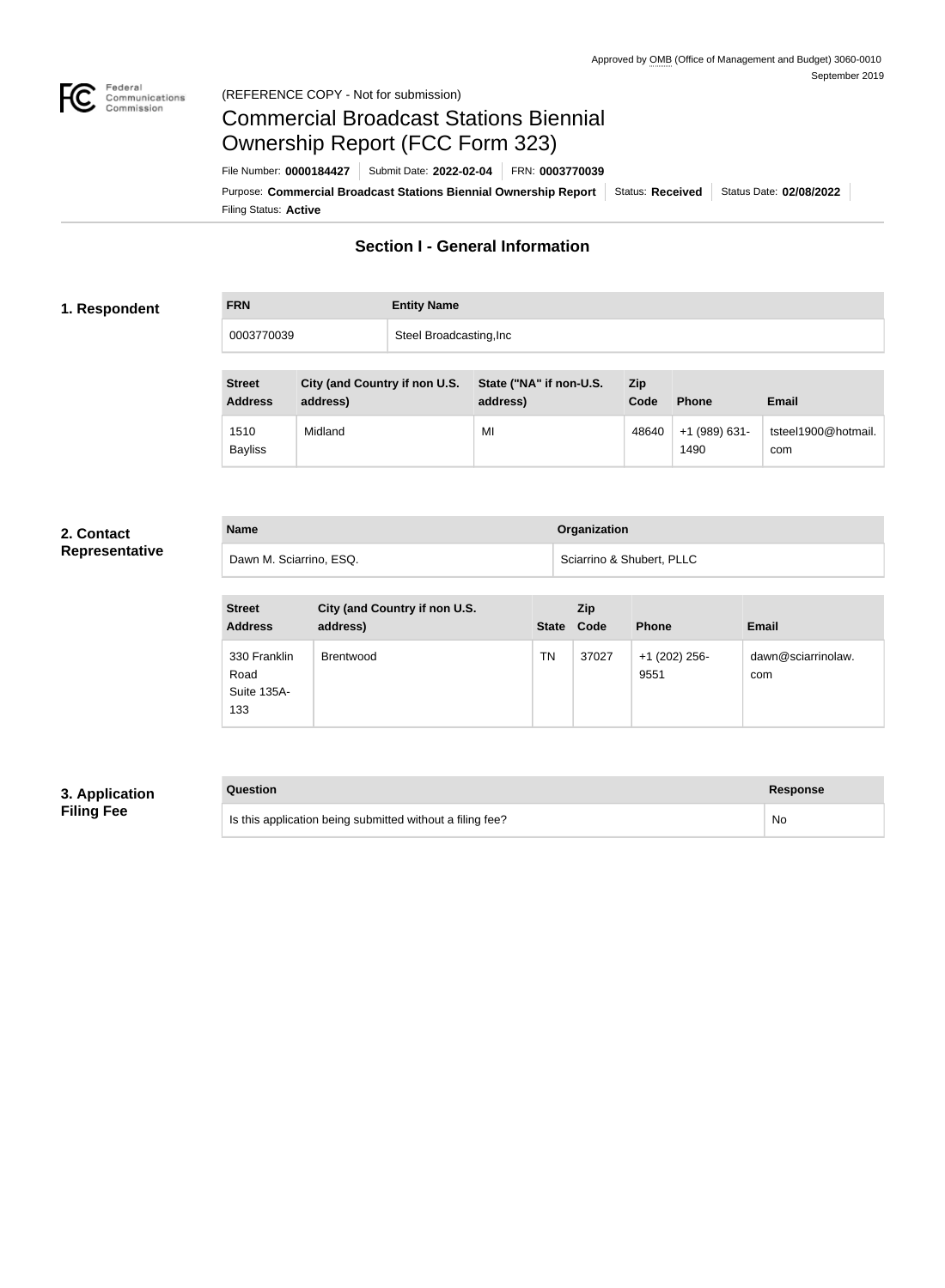Approved by OMB (Office of Management and Budget) 3060-0010
September 2019

(REFERENCE COPY - Not for submission)

# Commercial Broadcast Stations Biennial Ownership Report (FCC Form 323)

File Number: **0000184427** | Submit Date: **2022-02-04** | FRN: **0003770039**

Purpose: **Commercial Broadcast Stations Biennial Ownership Report** | Status: **Received** | Status Date: **02/08/2022**

Filing Status: **Active**

## Section I - General Information

### 1. Respondent

| FRN | Entity Name |
| --- | --- |
| 0003770039 | Steel Broadcasting,Inc |

| Street Address | City (and Country if non U.S. address) | State ("NA" if non-U.S. address) | Zip Code | Phone | Email |
| --- | --- | --- | --- | --- | --- |
| 1510 Bayliss | Midland | MI | 48640 | +1 (989) 631-1490 | tsteel1900@hotmail.com |

### 2. Contact Representative

| Name | Organization |
| --- | --- |
| Dawn M. Sciarrino, ESQ. | Sciarrino & Shubert, PLLC |

| Street Address | City (and Country if non U.S. address) | State | Zip Code | Phone | Email |
| --- | --- | --- | --- | --- | --- |
| 330 Franklin Road Suite 135A-133 | Brentwood | TN | 37027 | +1 (202) 256-9551 | dawn@sciarrinolaw.com |

### 3. Application Filing Fee

| Question | Response |
| --- | --- |
| Is this application being submitted without a filing fee? | No |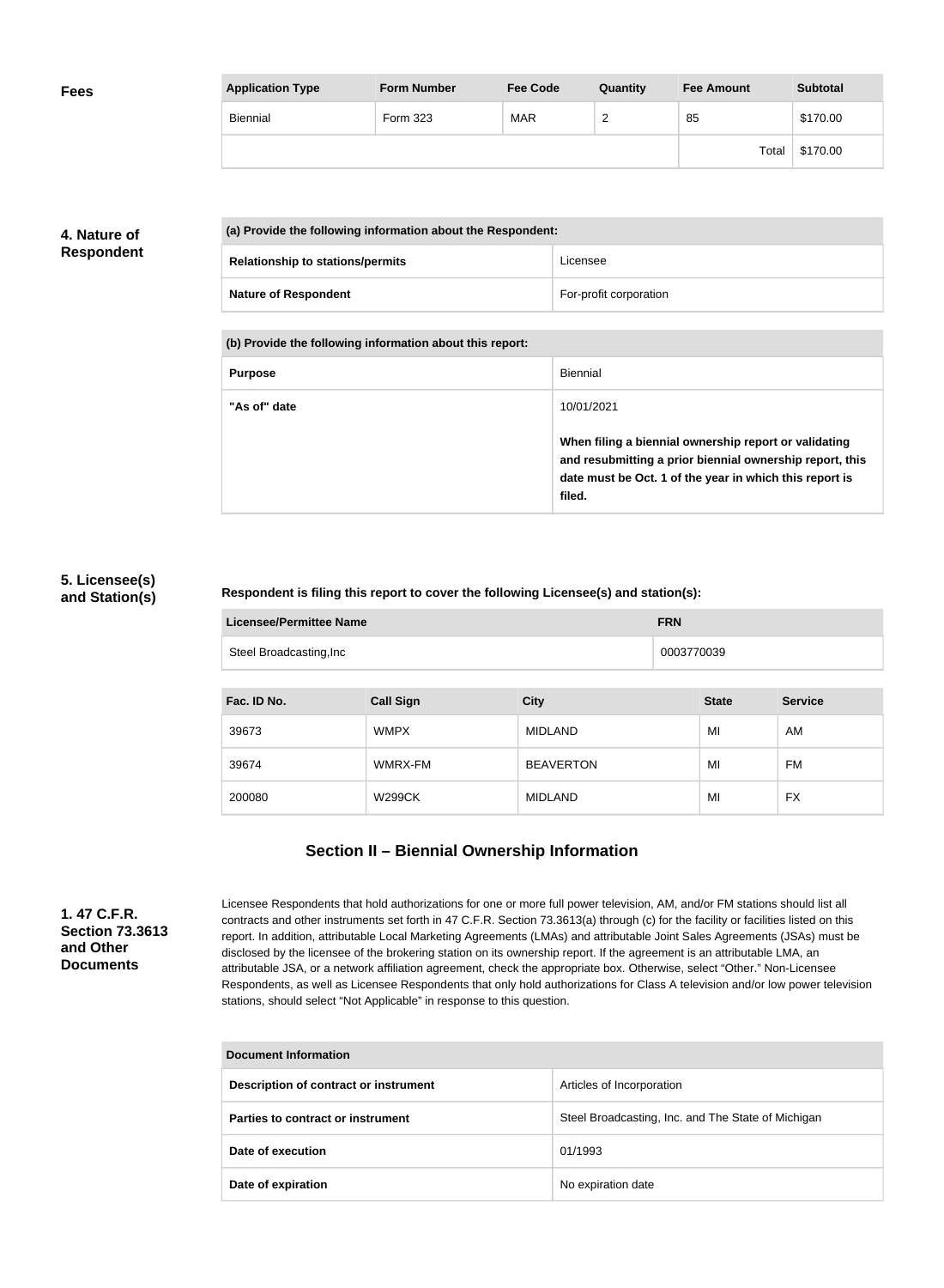## Fees

| Application Type | Form Number | Fee Code | Quantity | Fee Amount | Subtotal |
|---|---|---|---|---|---|
| Biennial | Form 323 | MAR | 2 | 85 | $170.00 |
| | | | | Total | $170.00 |

## 4. Nature of Respondent

| (a) Provide the following information about the Respondent: | |
|---|---|
| Relationship to stations/permits | Licensee |
| Nature of Respondent | For-profit corporation |

| (b) Provide the following information about this report: | |
|---|---|
| Purpose | Biennial |
| "As of" date | 10/01/2021<br><br>**When filing a biennial ownership report or validating and resubmitting a prior biennial ownership report, this date must be Oct. 1 of the year in which this report is filed.** |

## 5. Licensee(s) and Station(s)

**Respondent is filing this report to cover the following Licensee(s) and station(s):**

| Licensee/Permittee Name | FRN |
|---|---|
| Steel Broadcasting,Inc | 0003770039 |

| Fac. ID No. | Call Sign | City | State | Service |
|---|---|---|---|---|
| 39673 | WMPX | MIDLAND | MI | AM |
| 39674 | WMRX-FM | BEAVERTON | MI | FM |
| 200080 | W299CK | MIDLAND | MI | FX |

# Section II – Biennial Ownership Information

## 1. 47 C.F.R. Section 73.3613 and Other Documents

Licensee Respondents that hold authorizations for one or more full power television, AM, and/or FM stations should list all contracts and other instruments set forth in 47 C.F.R. Section 73.3613(a) through (c) for the facility or facilities listed on this report. In addition, attributable Local Marketing Agreements (LMAs) and attributable Joint Sales Agreements (JSAs) must be disclosed by the licensee of the brokering station on its ownership report. If the agreement is an attributable LMA, an attributable JSA, or a network affiliation agreement, check the appropriate box. Otherwise, select "Other." Non-Licensee Respondents, as well as Licensee Respondents that only hold authorizations for Class A television and/or low power television stations, should select "Not Applicable" in response to this question.

| Document Information | |
|---|---|
| Description of contract or instrument | Articles of Incorporation |
| Parties to contract or instrument | Steel Broadcasting, Inc. and The State of Michigan |
| Date of execution | 01/1993 |
| Date of expiration | No expiration date |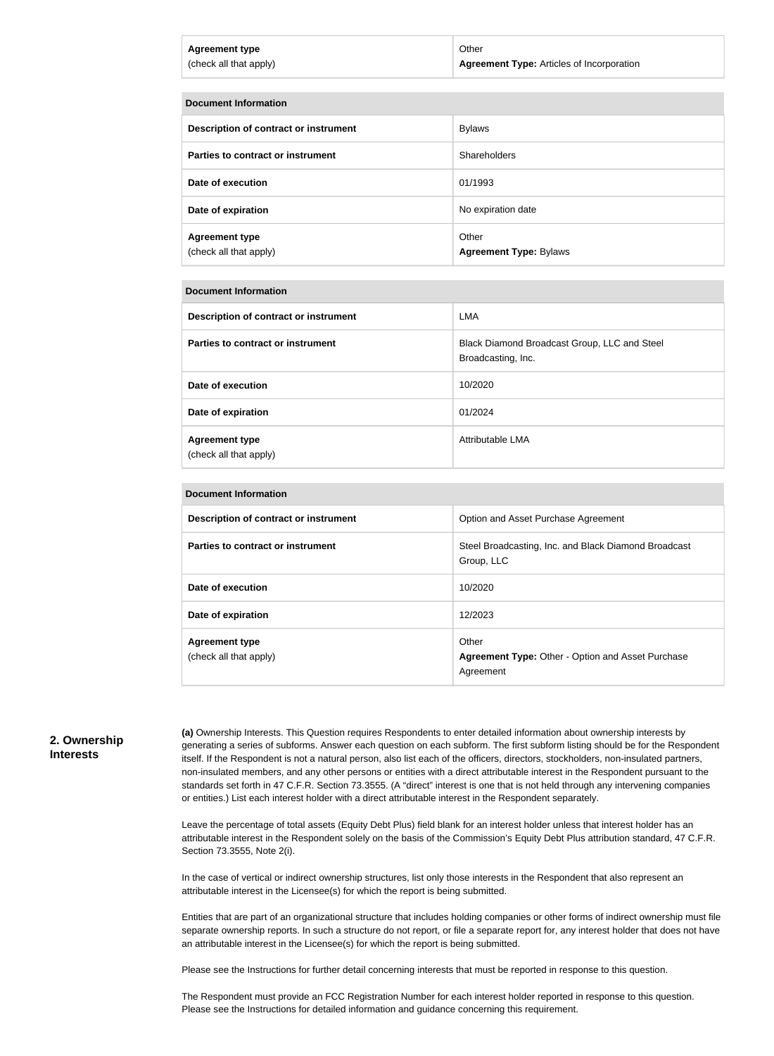| | |
|---|---|
| **Agreement type** (check all that apply) | Other<br>**Agreement Type:** Articles of Incorporation |

| **Document Information** | |
|---|---|
| **Description of contract or instrument** | Bylaws |
| **Parties to contract or instrument** | Shareholders |
| **Date of execution** | 01/1993 |
| **Date of expiration** | No expiration date |
| **Agreement type** (check all that apply) | Other<br>**Agreement Type:** Bylaws |

| **Document Information** | |
|---|---|
| **Description of contract or instrument** | LMA |
| **Parties to contract or instrument** | Black Diamond Broadcast Group, LLC and Steel Broadcasting, Inc. |
| **Date of execution** | 10/2020 |
| **Date of expiration** | 01/2024 |
| **Agreement type** (check all that apply) | Attributable LMA |

| **Document Information** | |
|---|---|
| **Description of contract or instrument** | Option and Asset Purchase Agreement |
| **Parties to contract or instrument** | Steel Broadcasting, Inc. and Black Diamond Broadcast Group, LLC |
| **Date of execution** | 10/2020 |
| **Date of expiration** | 12/2023 |
| **Agreement type** (check all that apply) | Other<br>**Agreement Type:** Other - Option and Asset Purchase Agreement |

## 2. Ownership Interests

**(a)** Ownership Interests. This Question requires Respondents to enter detailed information about ownership interests by generating a series of subforms. Answer each question on each subform. The first subform listing should be for the Respondent itself. If the Respondent is not a natural person, also list each of the officers, directors, stockholders, non-insulated partners, non-insulated members, and any other persons or entities with a direct attributable interest in the Respondent pursuant to the standards set forth in 47 C.F.R. Section 73.3555. (A "direct" interest is one that is not held through any intervening companies or entities.) List each interest holder with a direct attributable interest in the Respondent separately.

Leave the percentage of total assets (Equity Debt Plus) field blank for an interest holder unless that interest holder has an attributable interest in the Respondent solely on the basis of the Commission's Equity Debt Plus attribution standard, 47 C.F.R. Section 73.3555, Note 2(i).

In the case of vertical or indirect ownership structures, list only those interests in the Respondent that also represent an attributable interest in the Licensee(s) for which the report is being submitted.

Entities that are part of an organizational structure that includes holding companies or other forms of indirect ownership must file separate ownership reports. In such a structure do not report, or file a separate report for, any interest holder that does not have an attributable interest in the Licensee(s) for which the report is being submitted.

Please see the Instructions for further detail concerning interests that must be reported in response to this question.

The Respondent must provide an FCC Registration Number for each interest holder reported in response to this question. Please see the Instructions for detailed information and guidance concerning this requirement.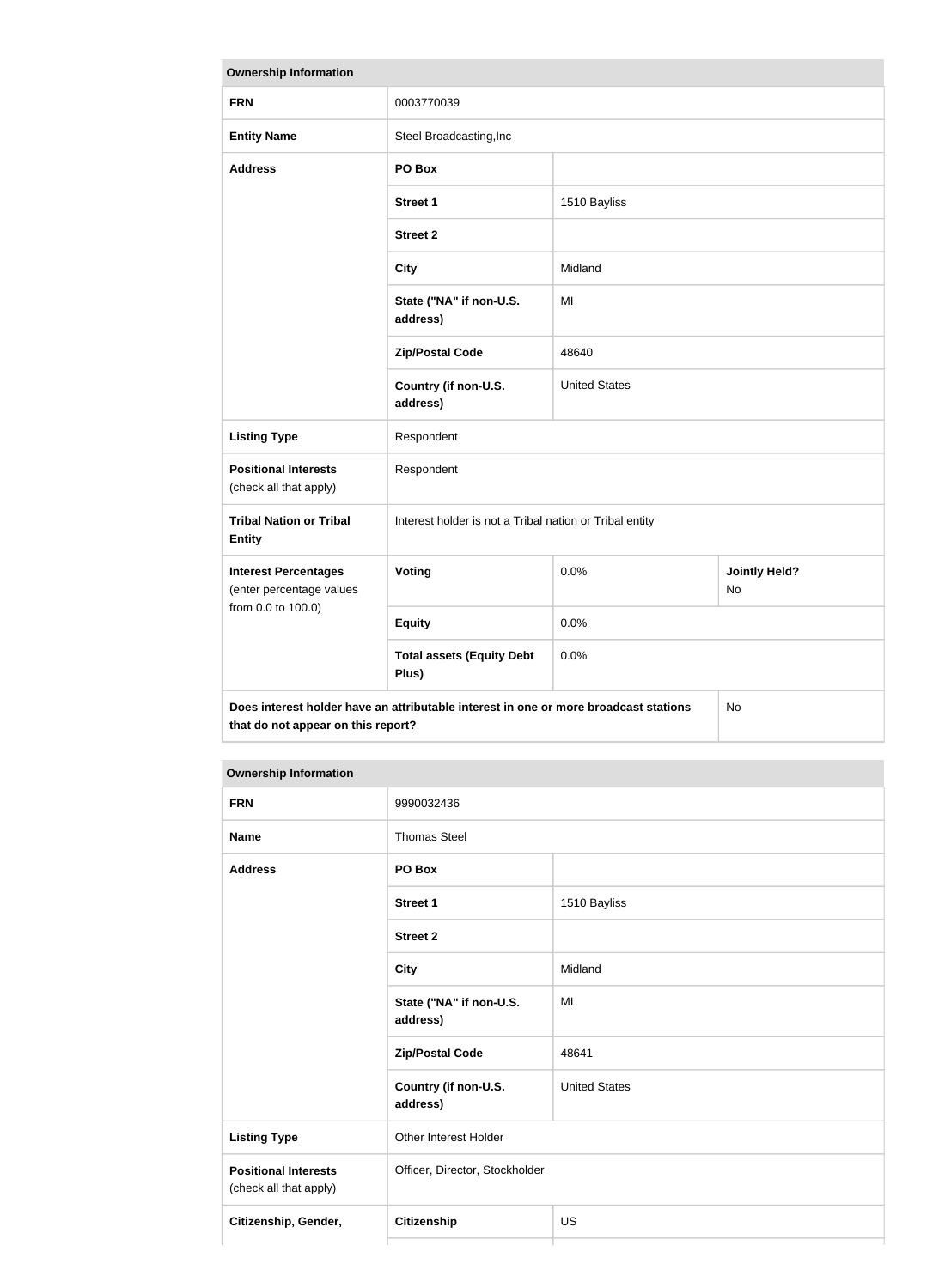| Ownership Information | | | |
|---|---|---|---|
| **FRN** | 0003770039 | | |
| **Entity Name** | Steel Broadcasting,Inc | | |
| **Address** | **PO Box** | | |
| | **Street 1** | 1510 Bayliss | |
| | **Street 2** | | |
| | **City** | Midland | |
| | **State ("NA" if non-U.S. address)** | MI | |
| | **Zip/Postal Code** | 48640 | |
| | **Country (if non-U.S. address)** | United States | |
| **Listing Type** | Respondent | | |
| **Positional Interests** (check all that apply) | Respondent | | |
| **Tribal Nation or Tribal Entity** | Interest holder is not a Tribal nation or Tribal entity | | |
| **Interest Percentages** (enter percentage values from 0.0 to 100.0) | **Voting** | 0.0% | **Jointly Held?** No |
| | **Equity** | 0.0% | |
| | **Total assets (Equity Debt Plus)** | 0.0% | |
| **Does interest holder have an attributable interest in one or more broadcast stations that do not appear on this report?** | | | No |

| Ownership Information | | |
|---|---|---|
| **FRN** | 9990032436 | |
| **Name** | Thomas Steel | |
| **Address** | **PO Box** | |
| | **Street 1** | 1510 Bayliss |
| | **Street 2** | |
| | **City** | Midland |
| | **State ("NA" if non-U.S. address)** | MI |
| | **Zip/Postal Code** | 48641 |
| | **Country (if non-U.S. address)** | United States |
| **Listing Type** | Other Interest Holder | |
| **Positional Interests** (check all that apply) | Officer, Director, Stockholder | |
| **Citizenship, Gender,** | **Citizenship** | US |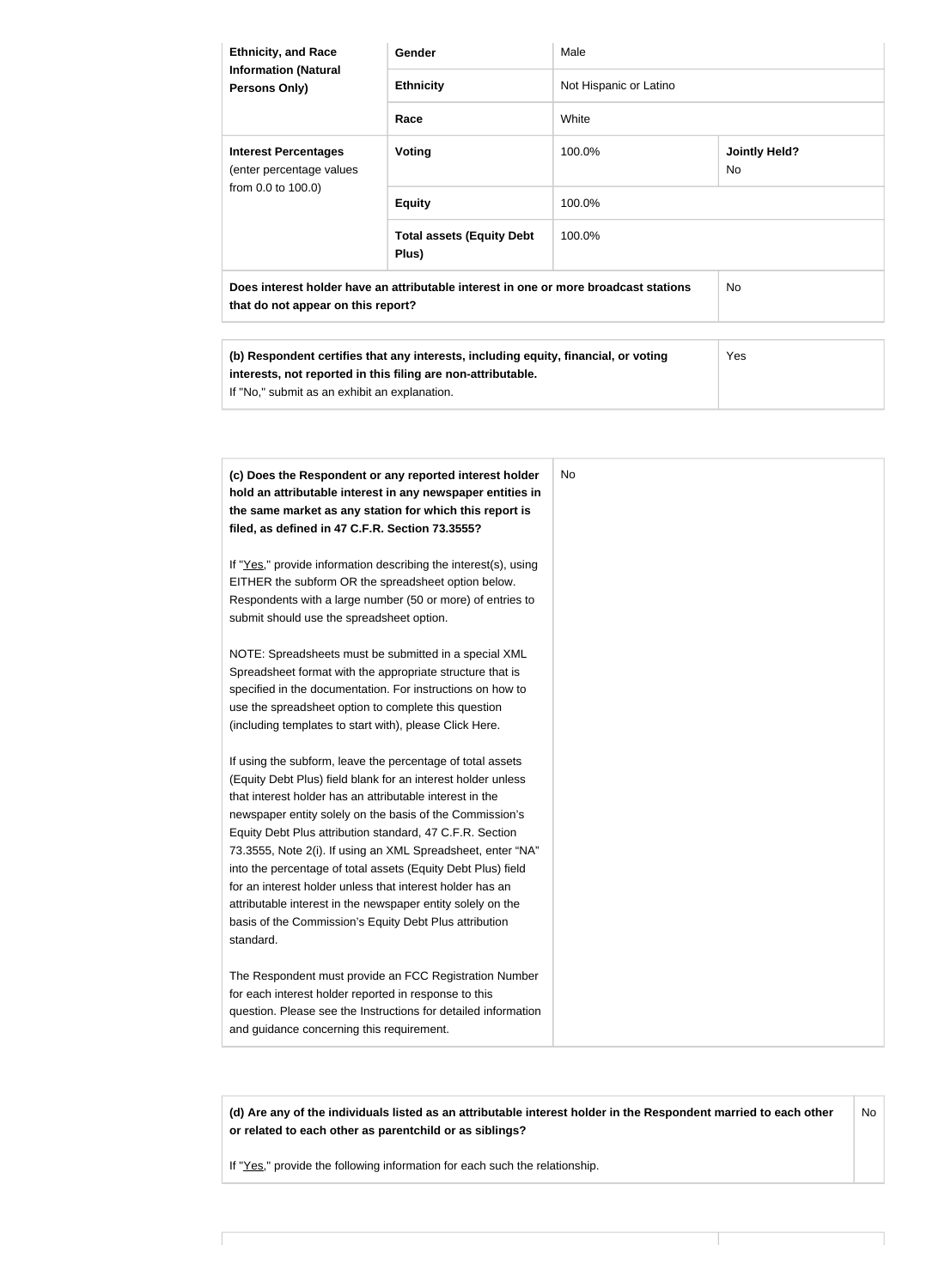| Ethnicity, and Race Information (Natural Persons Only) | Gender | Male | |
|---|---|---|---|
| | Ethnicity | Not Hispanic or Latino | |
| | Race | White | |
| Interest Percentages (enter percentage values from 0.0 to 100.0) | Voting | 100.0% | Jointly Held? No |
| | Equity | 100.0% | |
| | Total assets (Equity Debt Plus) | 100.0% | |
| Does interest holder have an attributable interest in one or more broadcast stations that do not appear on this report? | | | No |

| (b) Respondent certifies that any interests, including equity, financial, or voting interests, not reported in this filing are non-attributable. If "No," submit as an exhibit an explanation. | Yes |
|---|---|

| (c) Does the Respondent or any reported interest holder hold an attributable interest in any newspaper entities in the same market as any station for which this report is filed, as defined in 47 C.F.R. Section 73.3555? | No |
|---|---|

If "Yes," provide information describing the interest(s), using EITHER the subform OR the spreadsheet option below. Respondents with a large number (50 or more) of entries to submit should use the spreadsheet option.

NOTE: Spreadsheets must be submitted in a special XML Spreadsheet format with the appropriate structure that is specified in the documentation. For instructions on how to use the spreadsheet option to complete this question (including templates to start with), please Click Here.

If using the subform, leave the percentage of total assets (Equity Debt Plus) field blank for an interest holder unless that interest holder has an attributable interest in the newspaper entity solely on the basis of the Commission's Equity Debt Plus attribution standard, 47 C.F.R. Section 73.3555, Note 2(i). If using an XML Spreadsheet, enter "NA" into the percentage of total assets (Equity Debt Plus) field for an interest holder unless that interest holder has an attributable interest in the newspaper entity solely on the basis of the Commission's Equity Debt Plus attribution standard.

The Respondent must provide an FCC Registration Number for each interest holder reported in response to this question. Please see the Instructions for detailed information and guidance concerning this requirement.

| (d) Are any of the individuals listed as an attributable interest holder in the Respondent married to each other or related to each other as parentchild or as siblings? If "Yes," provide the following information for each such the relationship. | No |
|---|---|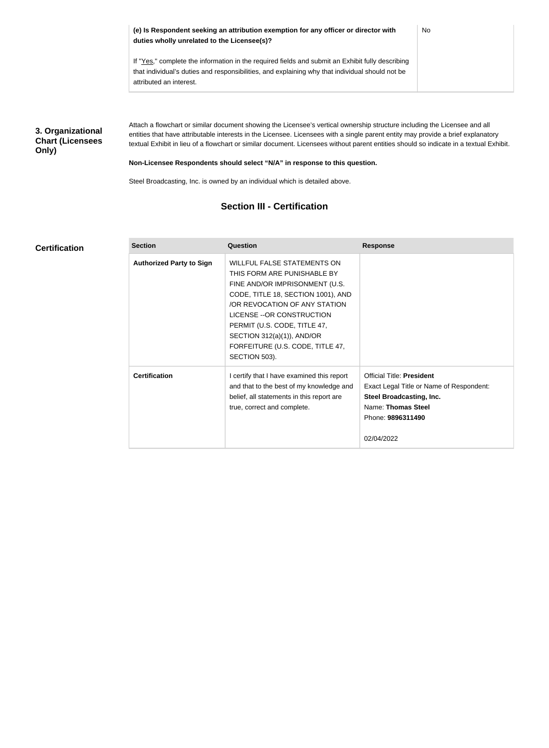| | |
|---|---|
| **(e) Is Respondent seeking an attribution exemption for any officer or director with duties wholly unrelated to the Licensee(s)?**<br><br>If "Yes," complete the information in the required fields and submit an Exhibit fully describing that individual's duties and responsibilities, and explaining why that individual should not be attributed an interest. | No |

### 3. Organizational Chart (Licensees Only)

Attach a flowchart or similar document showing the Licensee's vertical ownership structure including the Licensee and all entities that have attributable interests in the Licensee. Licensees with a single parent entity may provide a brief explanatory textual Exhibit in lieu of a flowchart or similar document. Licensees without parent entities should so indicate in a textual Exhibit.

**Non-Licensee Respondents should select "N/A" in response to this question.**

Steel Broadcasting, Inc. is owned by an individual which is detailed above.

## Section III - Certification

### Certification

| Section | Question | Response |
|---|---|---|
| **Authorized Party to Sign** | WILLFUL FALSE STATEMENTS ON THIS FORM ARE PUNISHABLE BY FINE AND/OR IMPRISONMENT (U.S. CODE, TITLE 18, SECTION 1001), AND /OR REVOCATION OF ANY STATION LICENSE --OR CONSTRUCTION PERMIT (U.S. CODE, TITLE 47, SECTION 312(a)(1)), AND/OR FORFEITURE (U.S. CODE, TITLE 47, SECTION 503). | |
| **Certification** | I certify that I have examined this report and that to the best of my knowledge and belief, all statements in this report are true, correct and complete. | Official Title: **President**<br>Exact Legal Title or Name of Respondent: **Steel Broadcasting, Inc.**<br>Name: **Thomas Steel**<br>Phone: **9896311490**<br><br>02/04/2022 |